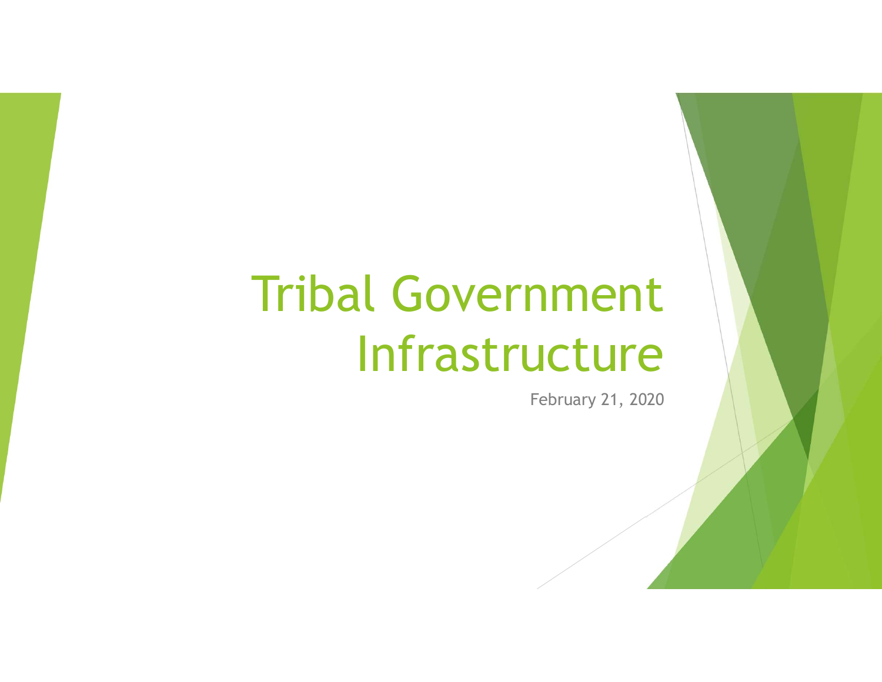# Tribal Government Infrastructure

February 21, 2020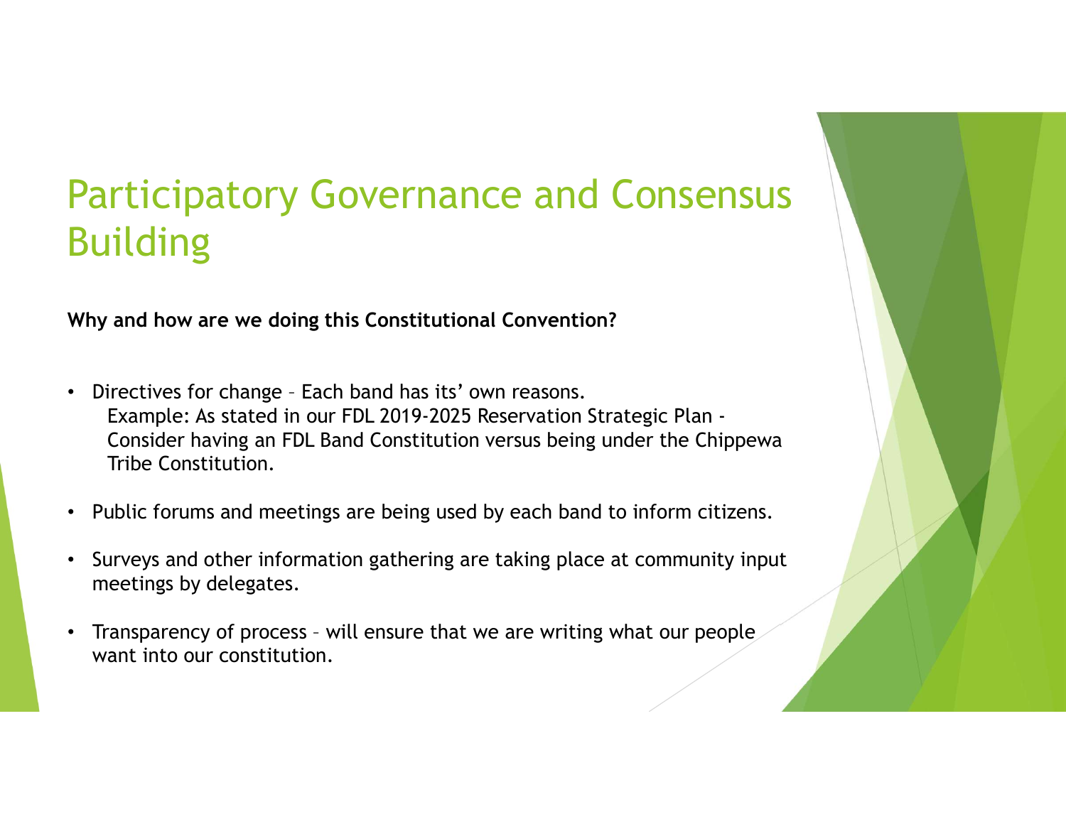# Participatory Governance and Consensus Building

**Why and how are we doing this Constitutional Convention?**

- Directives for change – Each band has its' own reasons.
  Example: As stated in our FDL 2019-2025 Reservation Strategic Plan - Consider having an FDL Band Constitution versus being under the Chippewa Tribe Constitution.
- Public forums and meetings are being used by each band to inform citizens.
- Surveys and other information gathering are taking place at community input meetings by delegates.
- Transparency of process – will ensure that we are writing what our people want into our constitution.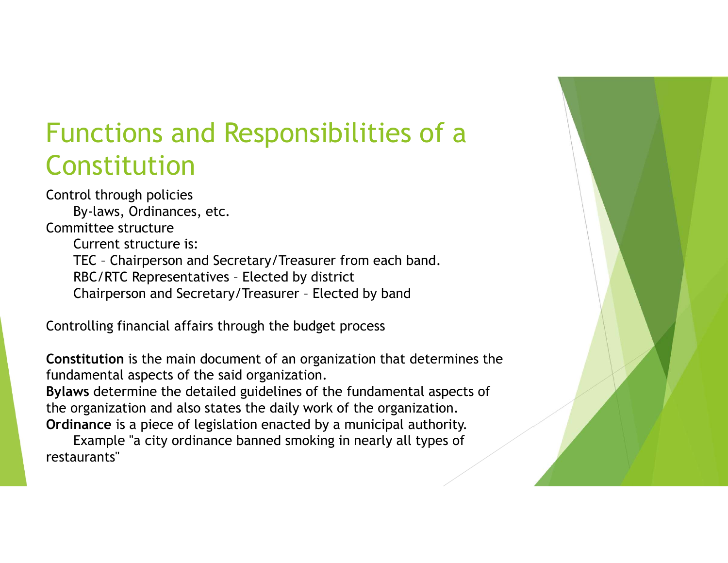# Functions and Responsibilities of a Constitution

Control through policies

- By-laws, Ordinances, etc.

Committee structure

- Current structure is:
- TEC – Chairperson and Secretary/Treasurer from each band.
- RBC/RTC Representatives – Elected by district
- Chairperson and Secretary/Treasurer – Elected by band

Controlling financial affairs through the budget process

**Constitution** is the main document of an organization that determines the fundamental aspects of the said organization.

**Bylaws** determine the detailed guidelines of the fundamental aspects of the organization and also states the daily work of the organization.

**Ordinance** is a piece of legislation enacted by a municipal authority.

Example "a city ordinance banned smoking in nearly all types of restaurants"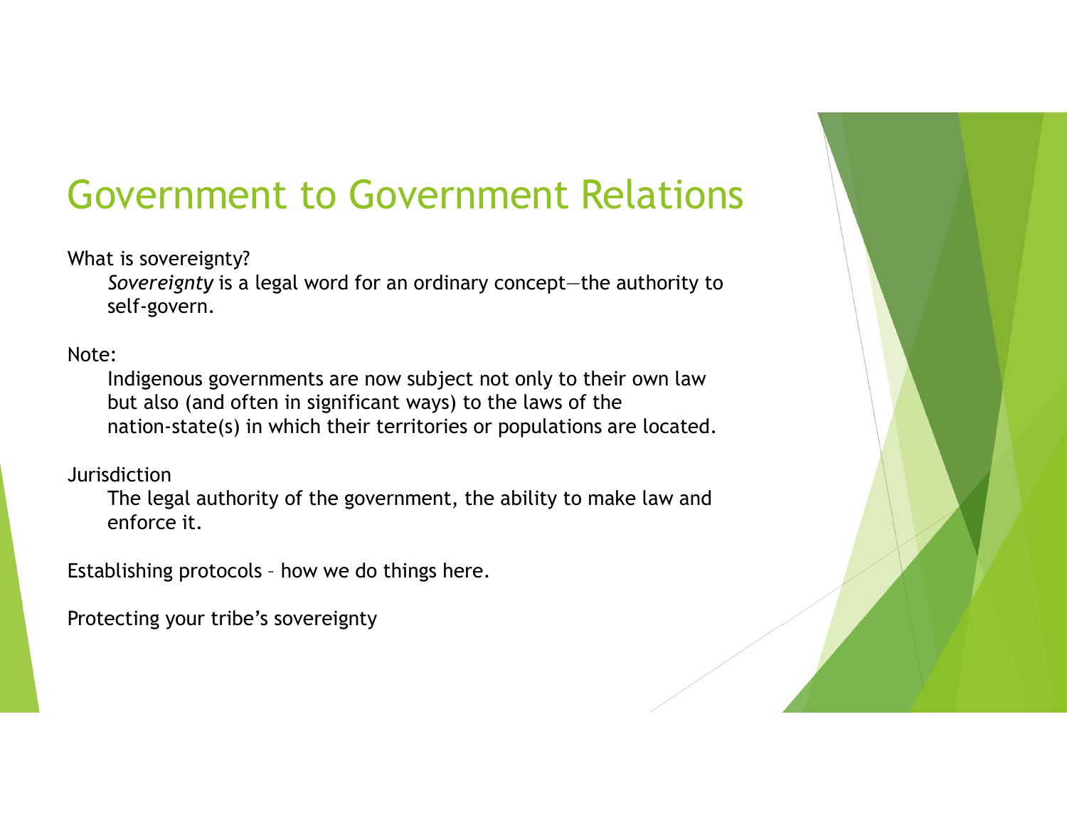# Government to Government Relations

What is sovereignty?

*Sovereignty* is a legal word for an ordinary concept—the authority to self-govern.

Note:

Indigenous governments are now subject not only to their own law but also (and often in significant ways) to the laws of the nation-state(s) in which their territories or populations are located.

Jurisdiction

The legal authority of the government, the ability to make law and enforce it.

Establishing protocols – how we do things here.

Protecting your tribe's sovereignty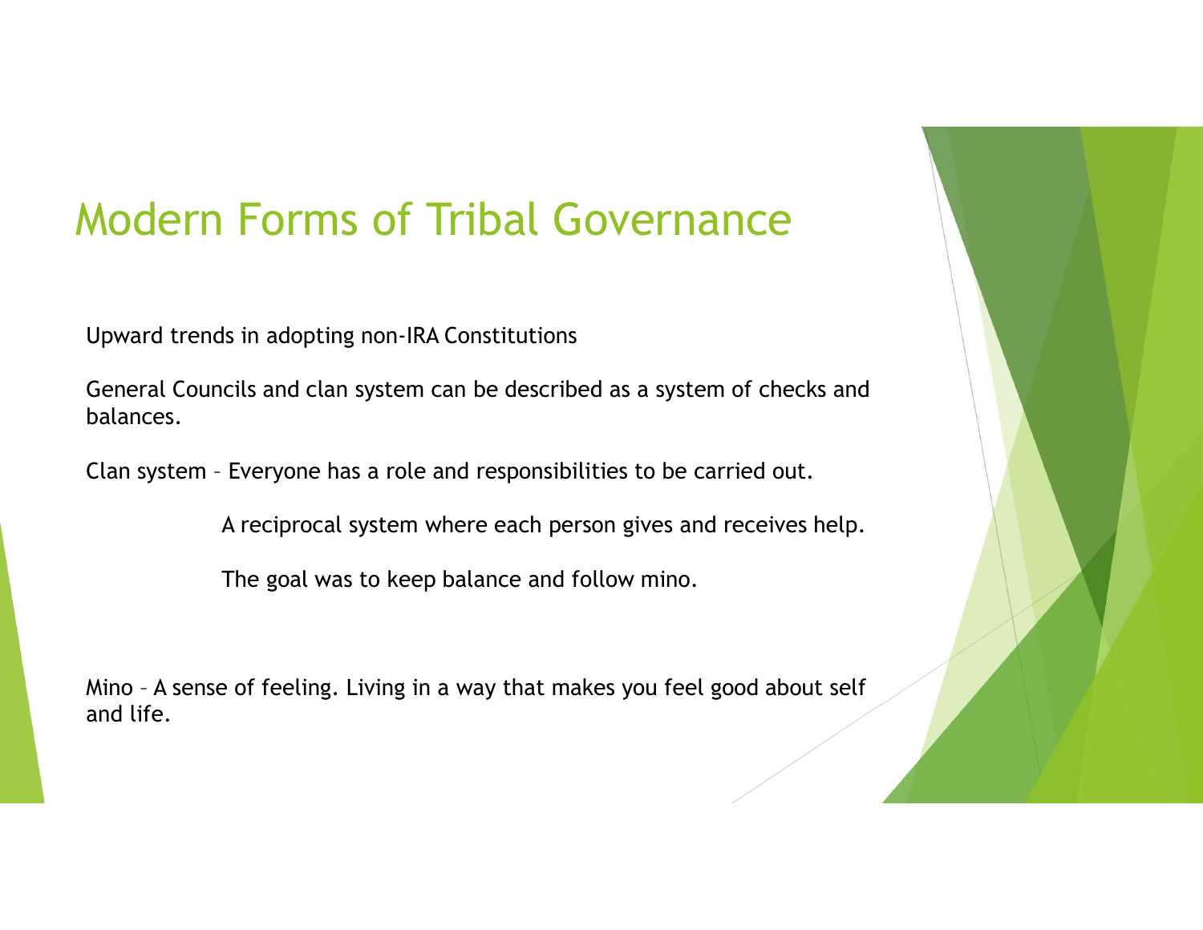# Modern Forms of Tribal Governance

Upward trends in adopting non-IRA Constitutions

General Councils and clan system can be described as a system of checks and balances.

Clan system – Everyone has a role and responsibilities to be carried out.

A reciprocal system where each person gives and receives help.

The goal was to keep balance and follow mino.

Mino – A sense of feeling. Living in a way that makes you feel good about self and life.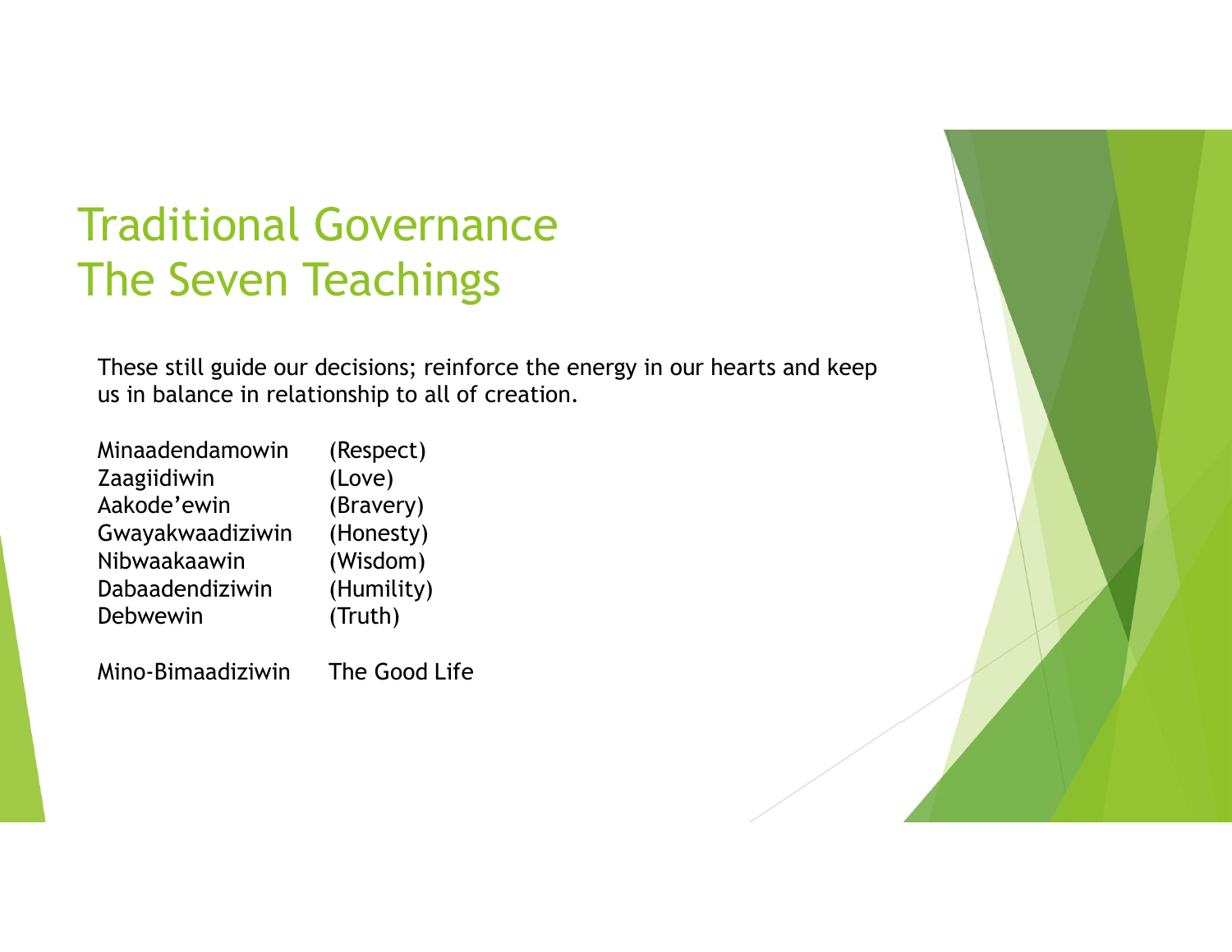# Traditional Governance
# The Seven Teachings

These still guide our decisions; reinforce the energy in our hearts and keep us in balance in relationship to all of creation.

| | |
|---|---|
| Minaadendamowin | (Respect) |
| Zaagiidiwin | (Love) |
| Aakode'ewin | (Bravery) |
| Gwayakwaadiziwin | (Honesty) |
| Nibwaakaawin | (Wisdom) |
| Dabaadendiziwin | (Humility) |
| Debwewin | (Truth) |

Mino-Bimaadiziwin The Good Life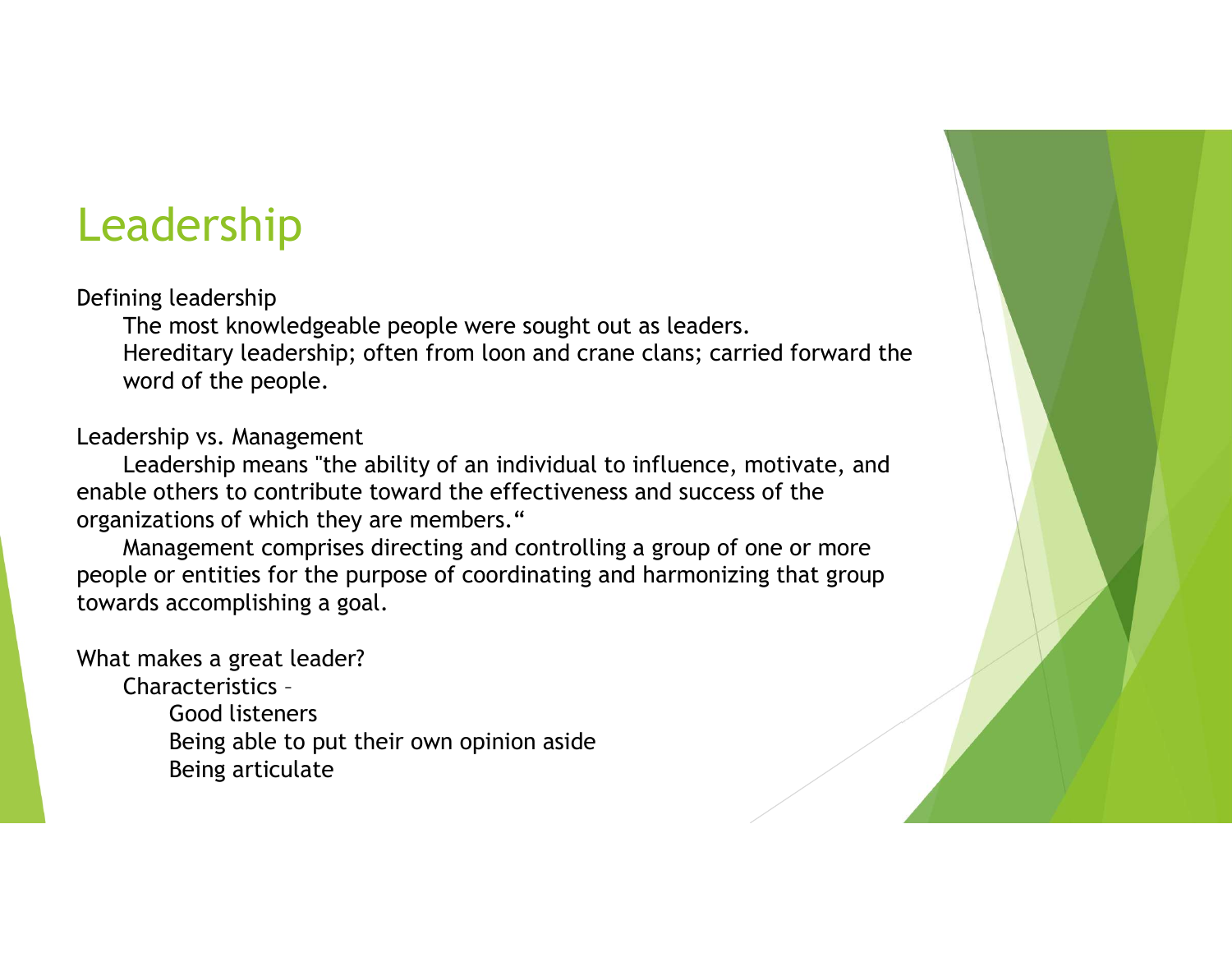# Leadership

Defining leadership

- The most knowledgeable people were sought out as leaders.
- Hereditary leadership; often from loon and crane clans; carried forward the word of the people.

Leadership vs. Management

- Leadership means "the ability of an individual to influence, motivate, and enable others to contribute toward the effectiveness and success of the organizations of which they are members."
- Management comprises directing and controlling a group of one or more people or entities for the purpose of coordinating and harmonizing that group towards accomplishing a goal.

What makes a great leader?

- Characteristics –
  - Good listeners
  - Being able to put their own opinion aside
  - Being articulate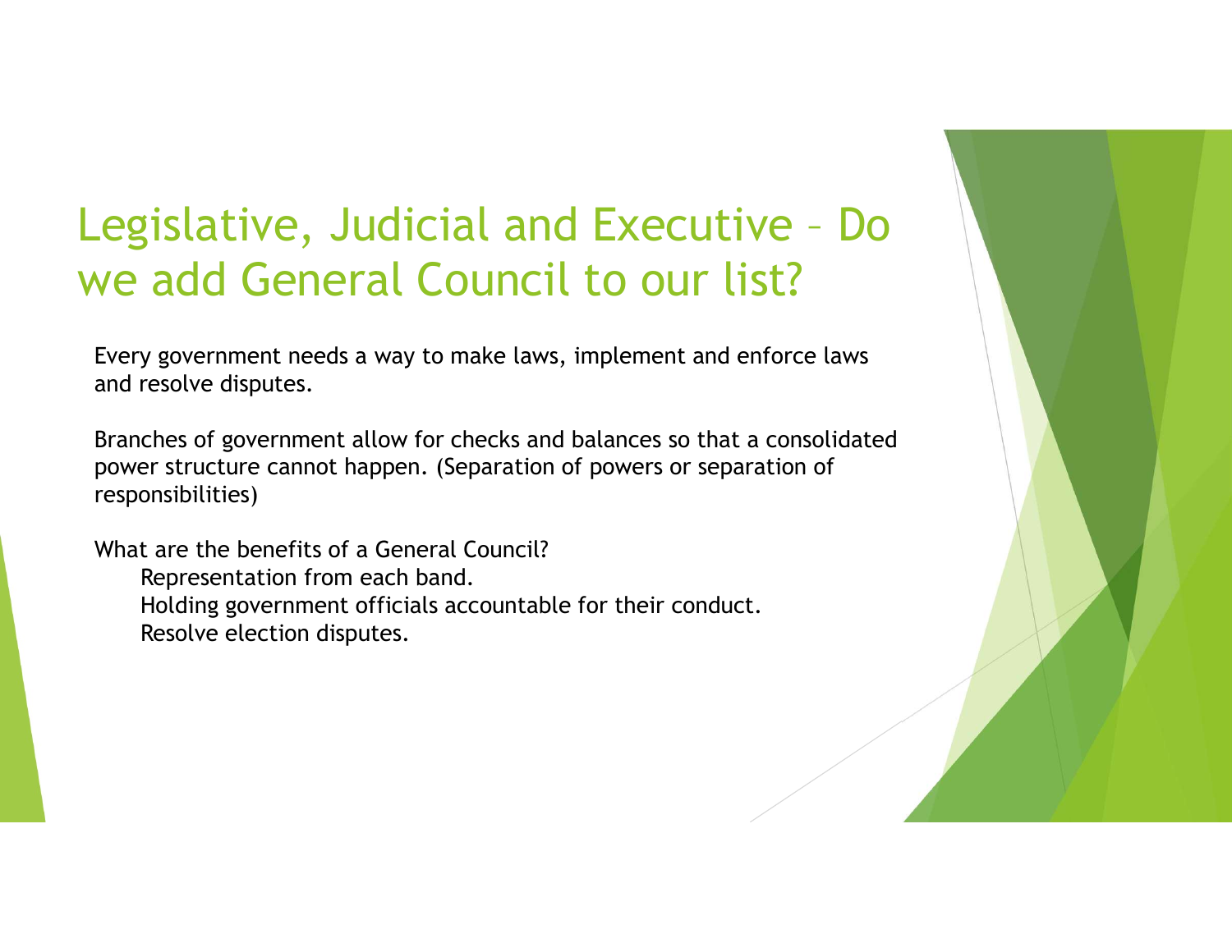# Legislative, Judicial and Executive – Do we add General Council to our list?

Every government needs a way to make laws, implement and enforce laws and resolve disputes.

Branches of government allow for checks and balances so that a consolidated power structure cannot happen. (Separation of powers or separation of responsibilities)

What are the benefits of a General Council?

- Representation from each band.
- Holding government officials accountable for their conduct.
- Resolve election disputes.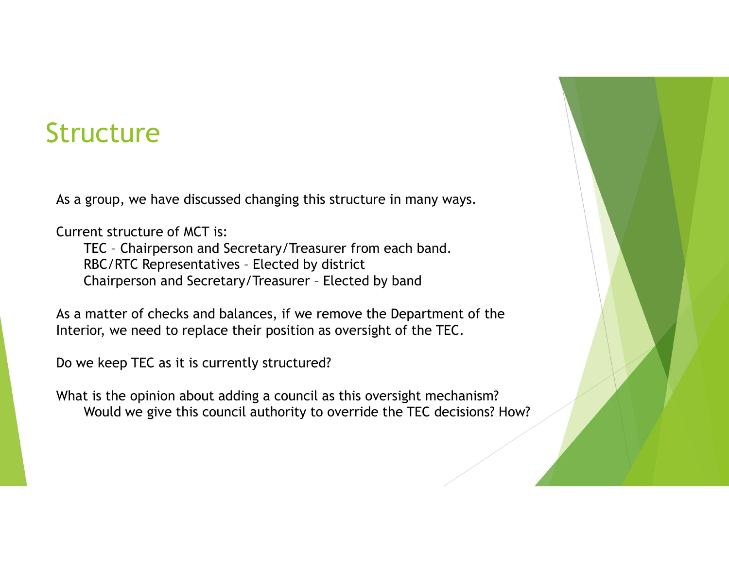# Structure

As a group, we have discussed changing this structure in many ways.

Current structure of MCT is:

- TEC – Chairperson and Secretary/Treasurer from each band.
- RBC/RTC Representatives – Elected by district
- Chairperson and Secretary/Treasurer – Elected by band

As a matter of checks and balances, if we remove the Department of the Interior, we need to replace their position as oversight of the TEC.

Do we keep TEC as it is currently structured?

What is the opinion about adding a council as this oversight mechanism?

- Would we give this council authority to override the TEC decisions? How?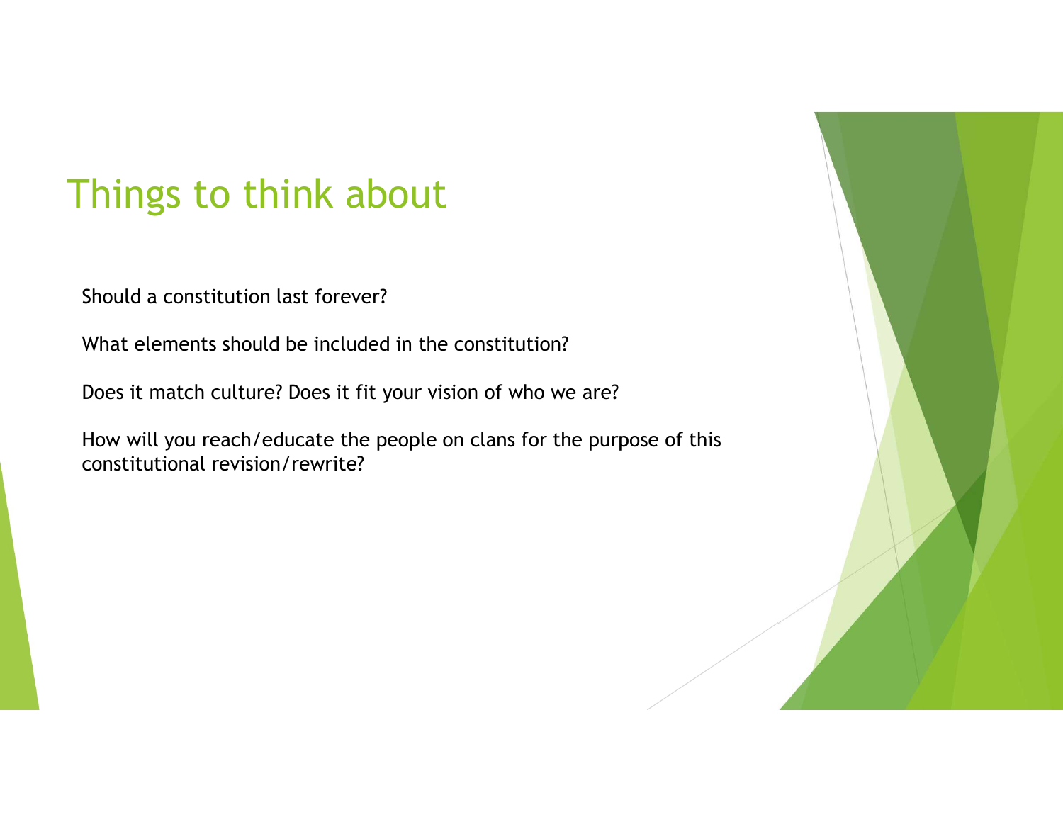# Things to think about

Should a constitution last forever?

What elements should be included in the constitution?

Does it match culture? Does it fit your vision of who we are?

How will you reach/educate the people on clans for the purpose of this constitutional revision/rewrite?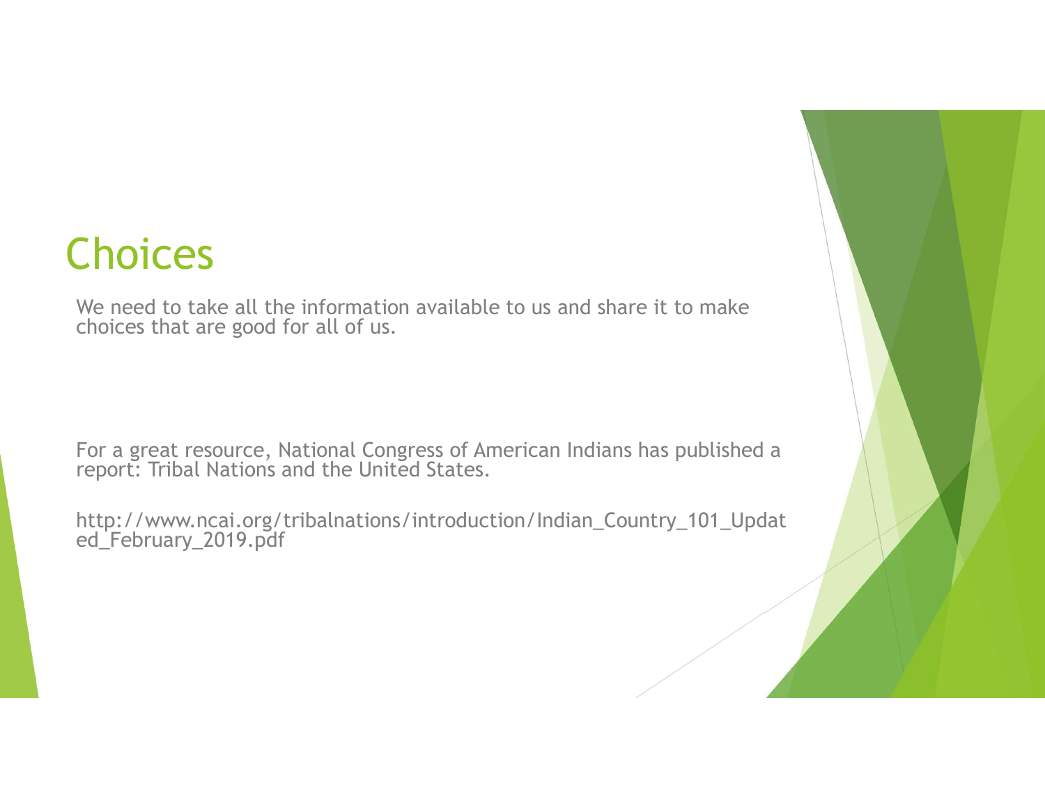# Choices

We need to take all the information available to us and share it to make choices that are good for all of us.

For a great resource, National Congress of American Indians has published a report: Tribal Nations and the United States.

http://www.ncai.org/tribalnations/introduction/Indian_Country_101_Updated_February_2019.pdf